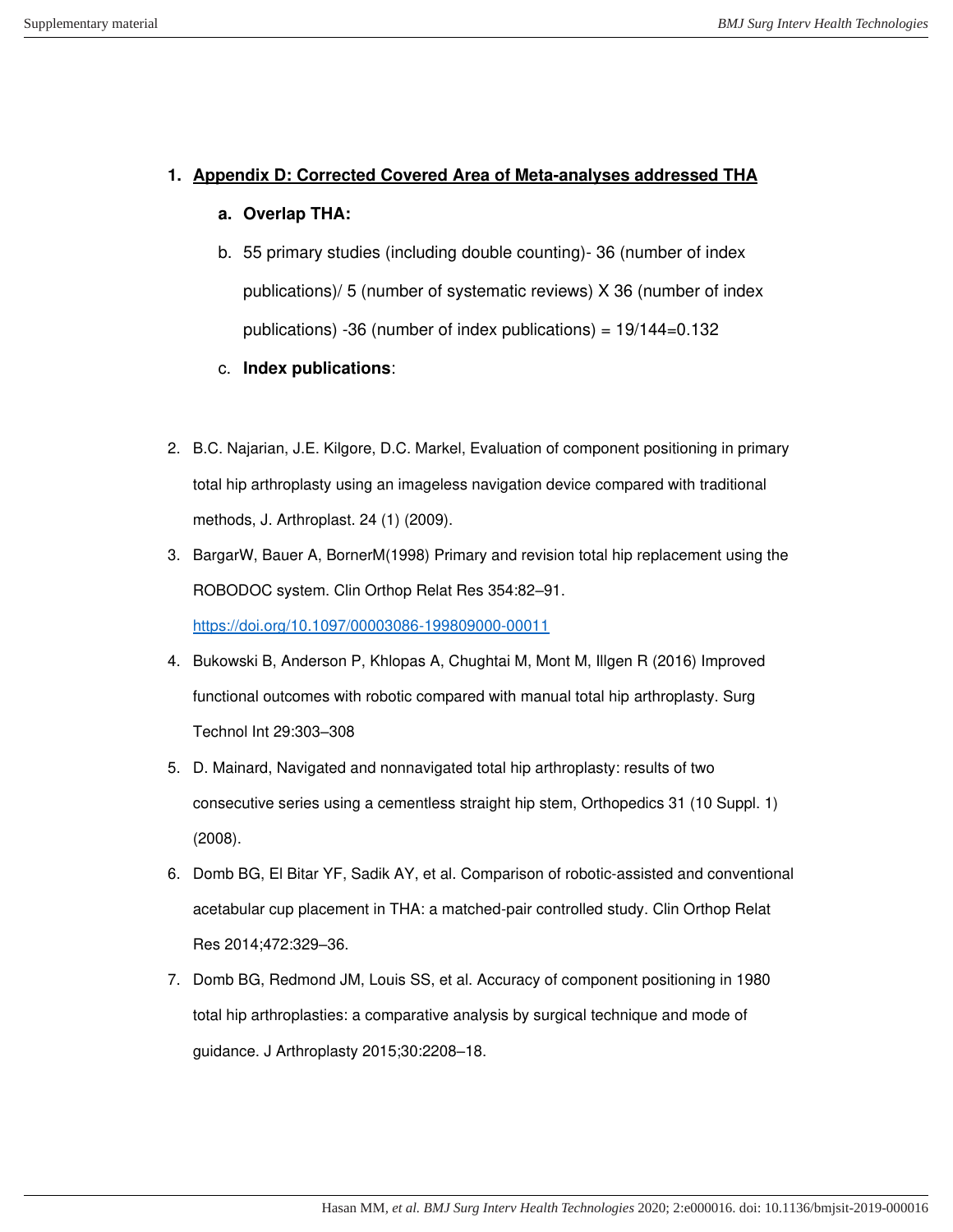1. **Appendix D: Corrected Covered Area of Meta-analyses addressed THA**

    a. **Overlap THA:**

    b. 55 primary studies (including double counting)- 36 (number of index publications)/ 5 (number of systematic reviews) X 36 (number of index publications) -36 (number of index publications) = 19/144=0.132

    c. **Index publications**:

2. B.C. Najarian, J.E. Kilgore, D.C. Markel, Evaluation of component positioning in primary total hip arthroplasty using an imageless navigation device compared with traditional methods, J. Arthroplast. 24 (1) (2009).
3. BargarW, Bauer A, BornerM(1998) Primary and revision total hip replacement using the ROBODOC system. Clin Orthop Relat Res 354:82–91. https://doi.org/10.1097/00003086-199809000-00011
4. Bukowski B, Anderson P, Khlopas A, Chughtai M, Mont M, Illgen R (2016) Improved functional outcomes with robotic compared with manual total hip arthroplasty. Surg Technol Int 29:303–308
5. D. Mainard, Navigated and nonnavigated total hip arthroplasty: results of two consecutive series using a cementless straight hip stem, Orthopedics 31 (10 Suppl. 1) (2008).
6. Domb BG, El Bitar YF, Sadik AY, et al. Comparison of robotic-assisted and conventional acetabular cup placement in THA: a matched-pair controlled study. Clin Orthop Relat Res 2014;472:329–36.
7. Domb BG, Redmond JM, Louis SS, et al. Accuracy of component positioning in 1980 total hip arthroplasties: a comparative analysis by surgical technique and mode of guidance. J Arthroplasty 2015;30:2208–18.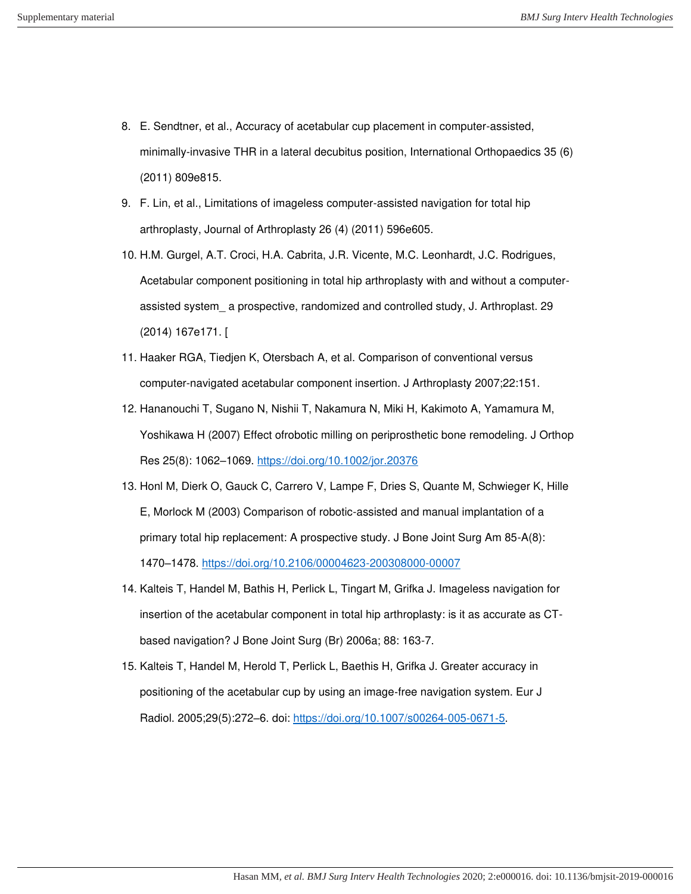8. E. Sendtner, et al., Accuracy of acetabular cup placement in computer-assisted, minimally-invasive THR in a lateral decubitus position, International Orthopaedics 35 (6) (2011) 809e815.
9. F. Lin, et al., Limitations of imageless computer-assisted navigation for total hip arthroplasty, Journal of Arthroplasty 26 (4) (2011) 596e605.
10. H.M. Gurgel, A.T. Croci, H.A. Cabrita, J.R. Vicente, M.C. Leonhardt, J.C. Rodrigues, Acetabular component positioning in total hip arthroplasty with and without a computer-assisted system_ a prospective, randomized and controlled study, J. Arthroplast. 29 (2014) 167e171. [
11. Haaker RGA, Tiedjen K, Otersbach A, et al. Comparison of conventional versus computer-navigated acetabular component insertion. J Arthroplasty 2007;22:151.
12. Hananouchi T, Sugano N, Nishii T, Nakamura N, Miki H, Kakimoto A, Yamamura M, Yoshikawa H (2007) Effect ofrobotic milling on periprosthetic bone remodeling. J Orthop Res 25(8): 1062–1069. https://doi.org/10.1002/jor.20376
13. Honl M, Dierk O, Gauck C, Carrero V, Lampe F, Dries S, Quante M, Schwieger K, Hille E, Morlock M (2003) Comparison of robotic-assisted and manual implantation of a primary total hip replacement: A prospective study. J Bone Joint Surg Am 85-A(8): 1470–1478. https://doi.org/10.2106/00004623-200308000-00007
14. Kalteis T, Handel M, Bathis H, Perlick L, Tingart M, Grifka J. Imageless navigation for insertion of the acetabular component in total hip arthroplasty: is it as accurate as CT-based navigation? J Bone Joint Surg (Br) 2006a; 88: 163-7.
15. Kalteis T, Handel M, Herold T, Perlick L, Baethis H, Grifka J. Greater accuracy in positioning of the acetabular cup by using an image-free navigation system. Eur J Radiol. 2005;29(5):272–6. doi: https://doi.org/10.1007/s00264-005-0671-5.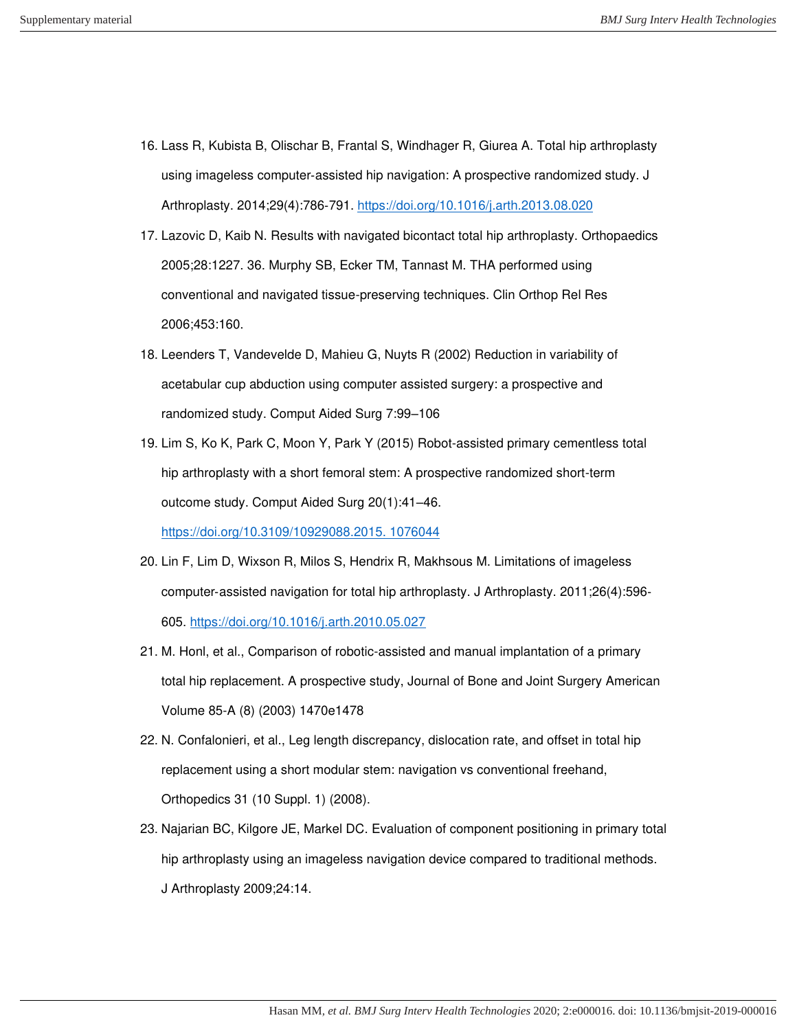16. Lass R, Kubista B, Olischar B, Frantal S, Windhager R, Giurea A. Total hip arthroplasty using imageless computer-assisted hip navigation: A prospective randomized study. J Arthroplasty. 2014;29(4):786-791. https://doi.org/10.1016/j.arth.2013.08.020
17. Lazovic D, Kaib N. Results with navigated bicontact total hip arthroplasty. Orthopaedics 2005;28:1227. 36. Murphy SB, Ecker TM, Tannast M. THA performed using conventional and navigated tissue-preserving techniques. Clin Orthop Rel Res 2006;453:160.
18. Leenders T, Vandevelde D, Mahieu G, Nuyts R (2002) Reduction in variability of acetabular cup abduction using computer assisted surgery: a prospective and randomized study. Comput Aided Surg 7:99–106
19. Lim S, Ko K, Park C, Moon Y, Park Y (2015) Robot-assisted primary cementless total hip arthroplasty with a short femoral stem: A prospective randomized short-term outcome study. Comput Aided Surg 20(1):41–46. https://doi.org/10.3109/10929088.2015. 1076044
20. Lin F, Lim D, Wixson R, Milos S, Hendrix R, Makhsous M. Limitations of imageless computer-assisted navigation for total hip arthroplasty. J Arthroplasty. 2011;26(4):596-605. https://doi.org/10.1016/j.arth.2010.05.027
21. M. Honl, et al., Comparison of robotic-assisted and manual implantation of a primary total hip replacement. A prospective study, Journal of Bone and Joint Surgery American Volume 85-A (8) (2003) 1470e1478
22. N. Confalonieri, et al., Leg length discrepancy, dislocation rate, and offset in total hip replacement using a short modular stem: navigation vs conventional freehand, Orthopedics 31 (10 Suppl. 1) (2008).
23. Najarian BC, Kilgore JE, Markel DC. Evaluation of component positioning in primary total hip arthroplasty using an imageless navigation device compared to traditional methods. J Arthroplasty 2009;24:14.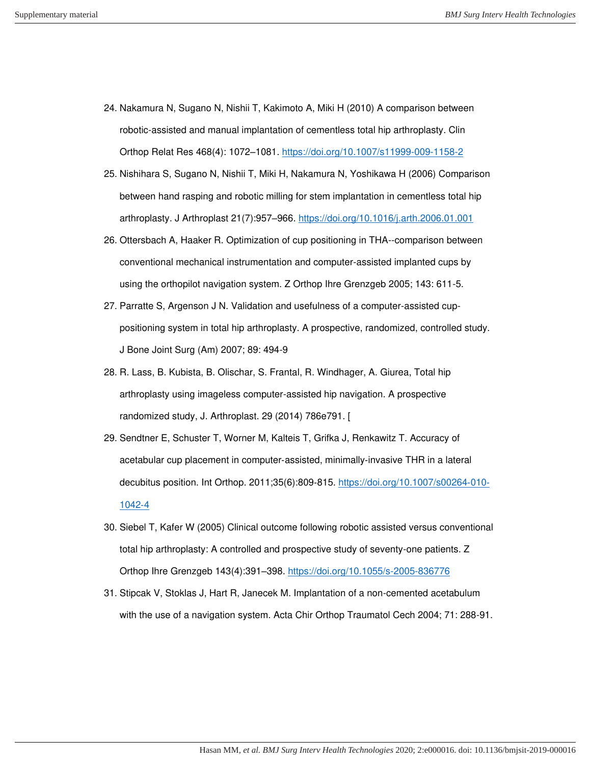24. Nakamura N, Sugano N, Nishii T, Kakimoto A, Miki H (2010) A comparison between robotic-assisted and manual implantation of cementless total hip arthroplasty. Clin Orthop Relat Res 468(4): 1072–1081. https://doi.org/10.1007/s11999-009-1158-2
25. Nishihara S, Sugano N, Nishii T, Miki H, Nakamura N, Yoshikawa H (2006) Comparison between hand rasping and robotic milling for stem implantation in cementless total hip arthroplasty. J Arthroplast 21(7):957–966. https://doi.org/10.1016/j.arth.2006.01.001
26. Ottersbach A, Haaker R. Optimization of cup positioning in THA--comparison between conventional mechanical instrumentation and computer-assisted implanted cups by using the orthopilot navigation system. Z Orthop Ihre Grenzgeb 2005; 143: 611-5.
27. Parratte S, Argenson J N. Validation and usefulness of a computer-assisted cup-positioning system in total hip arthroplasty. A prospective, randomized, controlled study. J Bone Joint Surg (Am) 2007; 89: 494-9
28. R. Lass, B. Kubista, B. Olischar, S. Frantal, R. Windhager, A. Giurea, Total hip arthroplasty using imageless computer-assisted hip navigation. A prospective randomized study, J. Arthroplast. 29 (2014) 786e791. [
29. Sendtner E, Schuster T, Worner M, Kalteis T, Grifka J, Renkawitz T. Accuracy of acetabular cup placement in computer-assisted, minimally-invasive THR in a lateral decubitus position. Int Orthop. 2011;35(6):809-815. https://doi.org/10.1007/s00264-010-1042-4
30. Siebel T, Kafer W (2005) Clinical outcome following robotic assisted versus conventional total hip arthroplasty: A controlled and prospective study of seventy-one patients. Z Orthop Ihre Grenzgeb 143(4):391–398. https://doi.org/10.1055/s-2005-836776
31. Stipcak V, Stoklas J, Hart R, Janecek M. Implantation of a non-cemented acetabulum with the use of a navigation system. Acta Chir Orthop Traumatol Cech 2004; 71: 288-91.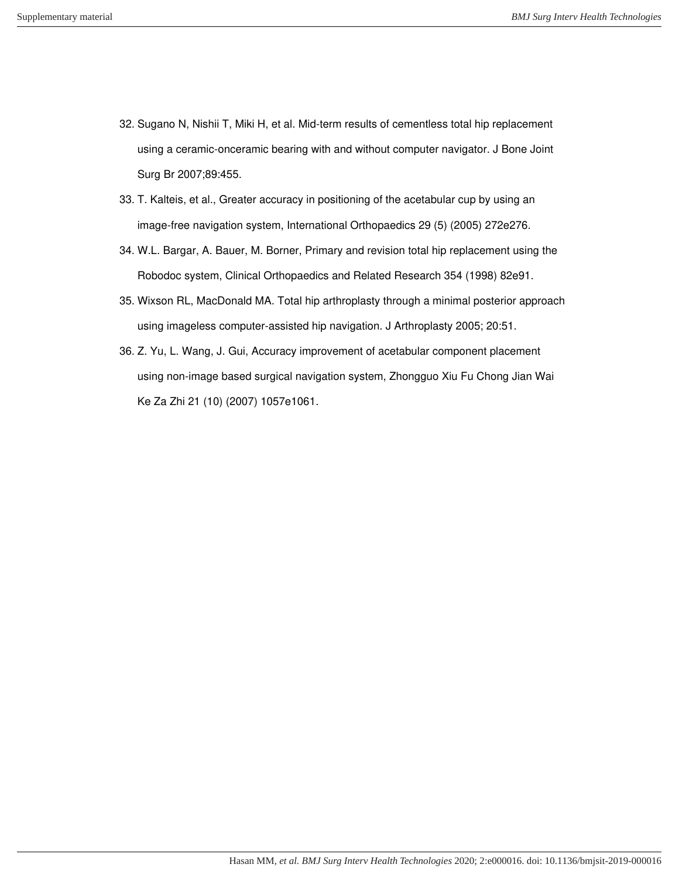32. Sugano N, Nishii T, Miki H, et al. Mid-term results of cementless total hip replacement using a ceramic-onceramic bearing with and without computer navigator. J Bone Joint Surg Br 2007;89:455.
33. T. Kalteis, et al., Greater accuracy in positioning of the acetabular cup by using an image-free navigation system, International Orthopaedics 29 (5) (2005) 272e276.
34. W.L. Bargar, A. Bauer, M. Borner, Primary and revision total hip replacement using the Robodoc system, Clinical Orthopaedics and Related Research 354 (1998) 82e91.
35. Wixson RL, MacDonald MA. Total hip arthroplasty through a minimal posterior approach using imageless computer-assisted hip navigation. J Arthroplasty 2005; 20:51.
36. Z. Yu, L. Wang, J. Gui, Accuracy improvement of acetabular component placement using non-image based surgical navigation system, Zhongguo Xiu Fu Chong Jian Wai Ke Za Zhi 21 (10) (2007) 1057e1061.